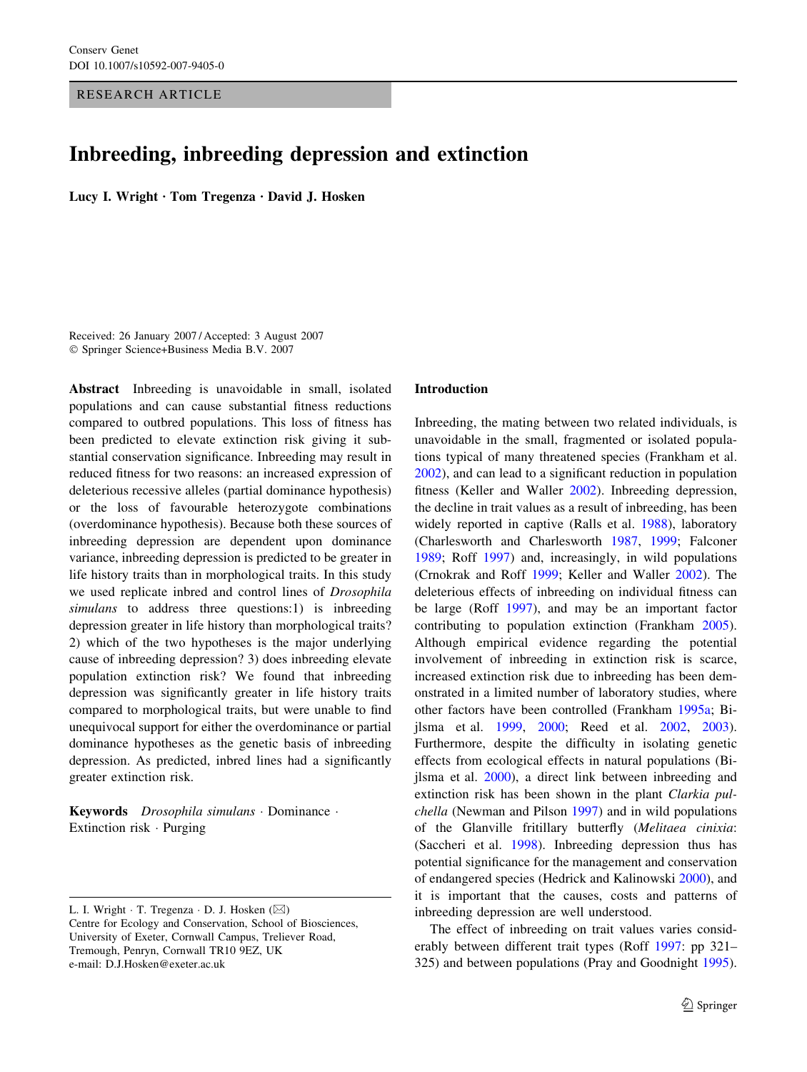Conserv Genet
DOI 10.1007/s10592-007-9405-0

RESEARCH ARTICLE

# Inbreeding, inbreeding depression and extinction

**Lucy I. Wright · Tom Tregenza · David J. Hosken**

Received: 26 January 2007 / Accepted: 3 August 2007
© Springer Science+Business Media B.V. 2007

**Abstract** Inbreeding is unavoidable in small, isolated populations and can cause substantial fitness reductions compared to outbred populations. This loss of fitness has been predicted to elevate extinction risk giving it substantial conservation significance. Inbreeding may result in reduced fitness for two reasons: an increased expression of deleterious recessive alleles (partial dominance hypothesis) or the loss of favourable heterozygote combinations (overdominance hypothesis). Because both these sources of inbreeding depression are dependent upon dominance variance, inbreeding depression is predicted to be greater in life history traits than in morphological traits. In this study we used replicate inbred and control lines of *Drosophila simulans* to address three questions:1) is inbreeding depression greater in life history than morphological traits? 2) which of the two hypotheses is the major underlying cause of inbreeding depression? 3) does inbreeding elevate population extinction risk? We found that inbreeding depression was significantly greater in life history traits compared to morphological traits, but were unable to find unequivocal support for either the overdominance or partial dominance hypotheses as the genetic basis of inbreeding depression. As predicted, inbred lines had a significantly greater extinction risk.

**Keywords** *Drosophila simulans* · Dominance · Extinction risk · Purging

L. I. Wright · T. Tregenza · D. J. Hosken (✉)
Centre for Ecology and Conservation, School of Biosciences, University of Exeter, Cornwall Campus, Treliever Road, Tremough, Penryn, Cornwall TR10 9EZ, UK
e-mail: D.J.Hosken@exeter.ac.uk

## Introduction

Inbreeding, the mating between two related individuals, is unavoidable in the small, fragmented or isolated populations typical of many threatened species (Frankham et al. 2002), and can lead to a significant reduction in population fitness (Keller and Waller 2002). Inbreeding depression, the decline in trait values as a result of inbreeding, has been widely reported in captive (Ralls et al. 1988), laboratory (Charlesworth and Charlesworth 1987, 1999; Falconer 1989; Roff 1997) and, increasingly, in wild populations (Crnokrak and Roff 1999; Keller and Waller 2002). The deleterious effects of inbreeding on individual fitness can be large (Roff 1997), and may be an important factor contributing to population extinction (Frankham 2005). Although empirical evidence regarding the potential involvement of inbreeding in extinction risk is scarce, increased extinction risk due to inbreeding has been demonstrated in a limited number of laboratory studies, where other factors have been controlled (Frankham 1995a; Bijlsma et al. 1999, 2000; Reed et al. 2002, 2003). Furthermore, despite the difficulty in isolating genetic effects from ecological effects in natural populations (Bijlsma et al. 2000), a direct link between inbreeding and extinction risk has been shown in the plant *Clarkia pulchella* (Newman and Pilson 1997) and in wild populations of the Glanville fritillary butterfly (*Melitaea cinixia*: (Saccheri et al. 1998). Inbreeding depression thus has potential significance for the management and conservation of endangered species (Hedrick and Kalinowski 2000), and it is important that the causes, costs and patterns of inbreeding depression are well understood.

The effect of inbreeding on trait values varies considerably between different trait types (Roff 1997: pp 321–325) and between populations (Pray and Goodnight 1995).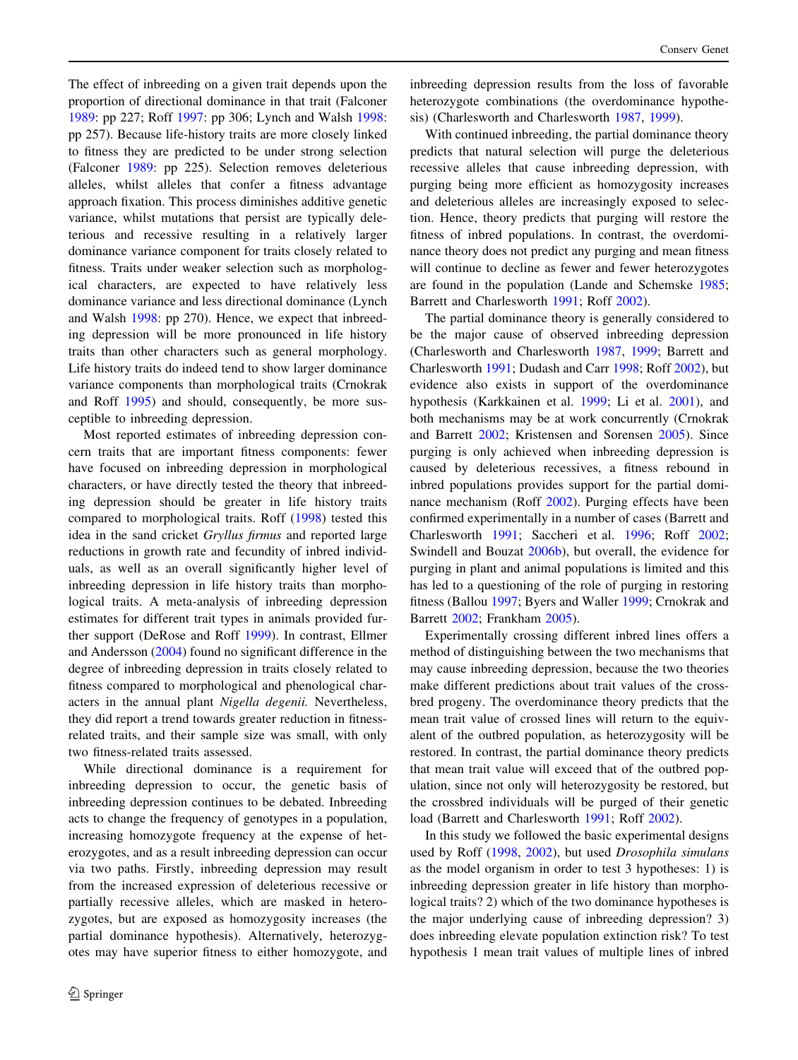The effect of inbreeding on a given trait depends upon the proportion of directional dominance in that trait (Falconer 1989: pp 227; Roff 1997: pp 306; Lynch and Walsh 1998: pp 257). Because life-history traits are more closely linked to fitness they are predicted to be under strong selection (Falconer 1989: pp 225). Selection removes deleterious alleles, whilst alleles that confer a fitness advantage approach fixation. This process diminishes additive genetic variance, whilst mutations that persist are typically deleterious and recessive resulting in a relatively larger dominance variance component for traits closely related to fitness. Traits under weaker selection such as morphological characters, are expected to have relatively less dominance variance and less directional dominance (Lynch and Walsh 1998: pp 270). Hence, we expect that inbreeding depression will be more pronounced in life history traits than other characters such as general morphology. Life history traits do indeed tend to show larger dominance variance components than morphological traits (Crnokrak and Roff 1995) and should, consequently, be more susceptible to inbreeding depression.

Most reported estimates of inbreeding depression concern traits that are important fitness components: fewer have focused on inbreeding depression in morphological characters, or have directly tested the theory that inbreeding depression should be greater in life history traits compared to morphological traits. Roff (1998) tested this idea in the sand cricket *Gryllus firmus* and reported large reductions in growth rate and fecundity of inbred individuals, as well as an overall significantly higher level of inbreeding depression in life history traits than morphological traits. A meta-analysis of inbreeding depression estimates for different trait types in animals provided further support (DeRose and Roff 1999). In contrast, Ellmer and Andersson (2004) found no significant difference in the degree of inbreeding depression in traits closely related to fitness compared to morphological and phenological characters in the annual plant *Nigella degenii.* Nevertheless, they did report a trend towards greater reduction in fitness-related traits, and their sample size was small, with only two fitness-related traits assessed.

While directional dominance is a requirement for inbreeding depression to occur, the genetic basis of inbreeding depression continues to be debated. Inbreeding acts to change the frequency of genotypes in a population, increasing homozygote frequency at the expense of heterozygotes, and as a result inbreeding depression can occur via two paths. Firstly, inbreeding depression may result from the increased expression of deleterious recessive or partially recessive alleles, which are masked in heterozygotes, but are exposed as homozygosity increases (the partial dominance hypothesis). Alternatively, heterozygotes may have superior fitness to either homozygote, and inbreeding depression results from the loss of favorable heterozygote combinations (the overdominance hypothesis) (Charlesworth and Charlesworth 1987, 1999).

With continued inbreeding, the partial dominance theory predicts that natural selection will purge the deleterious recessive alleles that cause inbreeding depression, with purging being more efficient as homozygosity increases and deleterious alleles are increasingly exposed to selection. Hence, theory predicts that purging will restore the fitness of inbred populations. In contrast, the overdominance theory does not predict any purging and mean fitness will continue to decline as fewer and fewer heterozygotes are found in the population (Lande and Schemske 1985; Barrett and Charlesworth 1991; Roff 2002).

The partial dominance theory is generally considered to be the major cause of observed inbreeding depression (Charlesworth and Charlesworth 1987, 1999; Barrett and Charlesworth 1991; Dudash and Carr 1998; Roff 2002), but evidence also exists in support of the overdominance hypothesis (Karkkainen et al. 1999; Li et al. 2001), and both mechanisms may be at work concurrently (Crnokrak and Barrett 2002; Kristensen and Sorensen 2005). Since purging is only achieved when inbreeding depression is caused by deleterious recessives, a fitness rebound in inbred populations provides support for the partial dominance mechanism (Roff 2002). Purging effects have been confirmed experimentally in a number of cases (Barrett and Charlesworth 1991; Saccheri et al. 1996; Roff 2002; Swindell and Bouzat 2006b), but overall, the evidence for purging in plant and animal populations is limited and this has led to a questioning of the role of purging in restoring fitness (Ballou 1997; Byers and Waller 1999; Crnokrak and Barrett 2002; Frankham 2005).

Experimentally crossing different inbred lines offers a method of distinguishing between the two mechanisms that may cause inbreeding depression, because the two theories make different predictions about trait values of the crossbred progeny. The overdominance theory predicts that the mean trait value of crossed lines will return to the equivalent of the outbred population, as heterozygosity will be restored. In contrast, the partial dominance theory predicts that mean trait value will exceed that of the outbred population, since not only will heterozygosity be restored, but the crossbred individuals will be purged of their genetic load (Barrett and Charlesworth 1991; Roff 2002).

In this study we followed the basic experimental designs used by Roff (1998, 2002), but used *Drosophila simulans* as the model organism in order to test 3 hypotheses: 1) is inbreeding depression greater in life history than morphological traits? 2) which of the two dominance hypotheses is the major underlying cause of inbreeding depression? 3) does inbreeding elevate population extinction risk? To test hypothesis 1 mean trait values of multiple lines of inbred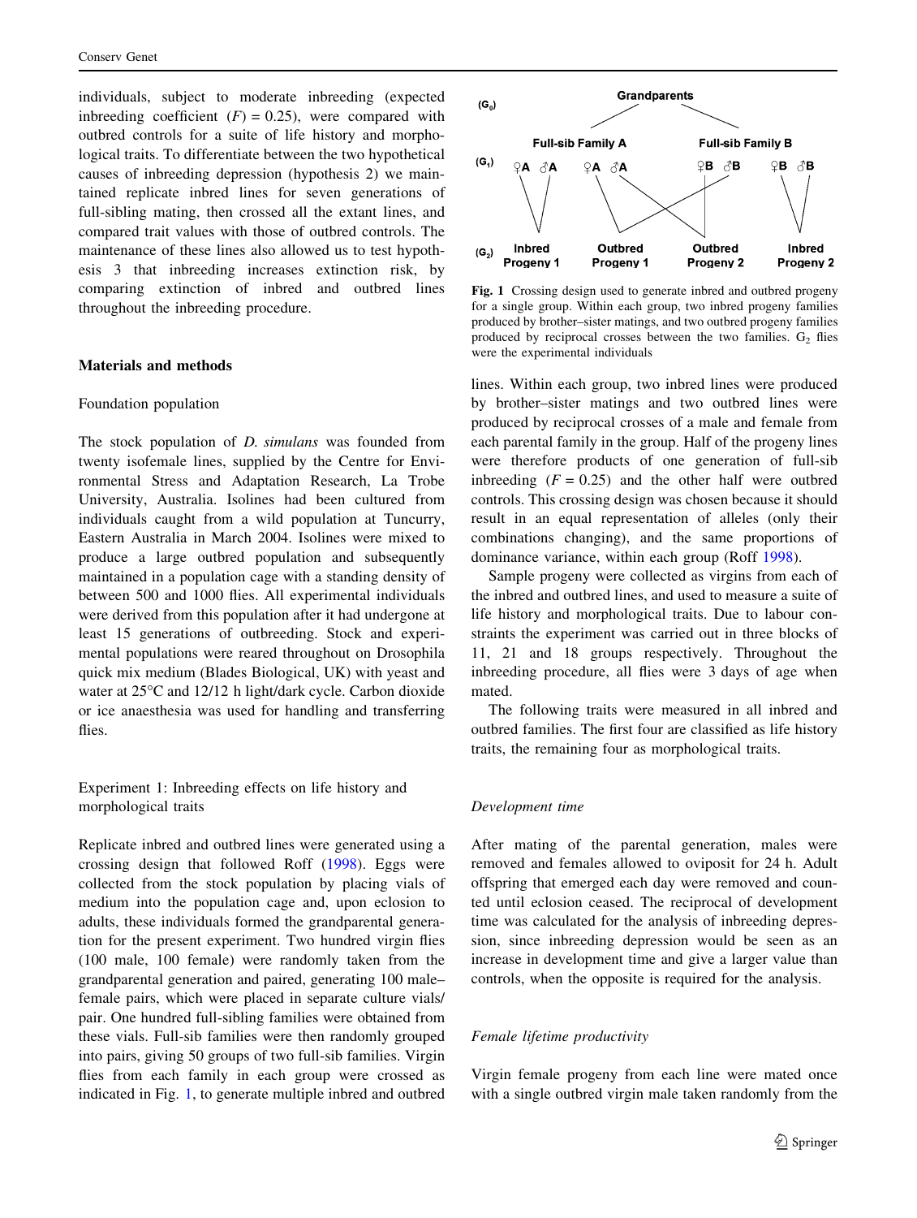individuals, subject to moderate inbreeding (expected inbreeding coefficient ($F$) = 0.25), were compared with outbred controls for a suite of life history and morphological traits. To differentiate between the two hypothetical causes of inbreeding depression (hypothesis 2) we maintained replicate inbred lines for seven generations of full-sibling mating, then crossed all the extant lines, and compared trait values with those of outbred controls. The maintenance of these lines also allowed us to test hypothesis 3 that inbreeding increases extinction risk, by comparing extinction of inbred and outbred lines throughout the inbreeding procedure.

## Materials and methods

### Foundation population

The stock population of *D. simulans* was founded from twenty isofemale lines, supplied by the Centre for Environmental Stress and Adaptation Research, La Trobe University, Australia. Isolines had been cultured from individuals caught from a wild population at Tuncurry, Eastern Australia in March 2004. Isolines were mixed to produce a large outbred population and subsequently maintained in a population cage with a standing density of between 500 and 1000 flies. All experimental individuals were derived from this population after it had undergone at least 15 generations of outbreeding. Stock and experimental populations were reared throughout on Drosophila quick mix medium (Blades Biological, UK) with yeast and water at 25°C and 12/12 h light/dark cycle. Carbon dioxide or ice anaesthesia was used for handling and transferring flies.

### Experiment 1: Inbreeding effects on life history and morphological traits

Replicate inbred and outbred lines were generated using a crossing design that followed Roff (1998). Eggs were collected from the stock population by placing vials of medium into the population cage and, upon eclosion to adults, these individuals formed the grandparental generation for the present experiment. Two hundred virgin flies (100 male, 100 female) were randomly taken from the grandparental generation and paired, generating 100 male–female pairs, which were placed in separate culture vials/pair. One hundred full-sibling families were obtained from these vials. Full-sib families were then randomly grouped into pairs, giving 50 groups of two full-sib families. Virgin flies from each family in each group were crossed as indicated in Fig. 1, to generate multiple inbred and outbred lines. Within each group, two inbred lines were produced by brother–sister matings and two outbred lines were produced by reciprocal crosses of a male and female from each parental family in the group. Half of the progeny lines were therefore products of one generation of full-sib inbreeding ($F = 0.25$) and the other half were outbred controls. This crossing design was chosen because it should result in an equal representation of alleles (only their combinations changing), and the same proportions of dominance variance, within each group (Roff 1998).

Fig. 1 Crossing design used to generate inbred and outbred progeny for a single group. Within each group, two inbred progeny families produced by brother–sister matings, and two outbred progeny families produced by reciprocal crosses between the two families. $G_2$ flies were the experimental individuals

Sample progeny were collected as virgins from each of the inbred and outbred lines, and used to measure a suite of life history and morphological traits. Due to labour constraints the experiment was carried out in three blocks of 11, 21 and 18 groups respectively. Throughout the inbreeding procedure, all flies were 3 days of age when mated.

The following traits were measured in all inbred and outbred families. The first four are classified as life history traits, the remaining four as morphological traits.

#### *Development time*

After mating of the parental generation, males were removed and females allowed to oviposit for 24 h. Adult offspring that emerged each day were removed and counted until eclosion ceased. The reciprocal of development time was calculated for the analysis of inbreeding depression, since inbreeding depression would be seen as an increase in development time and give a larger value than controls, when the opposite is required for the analysis.

#### *Female lifetime productivity*

Virgin female progeny from each line were mated once with a single outbred virgin male taken randomly from the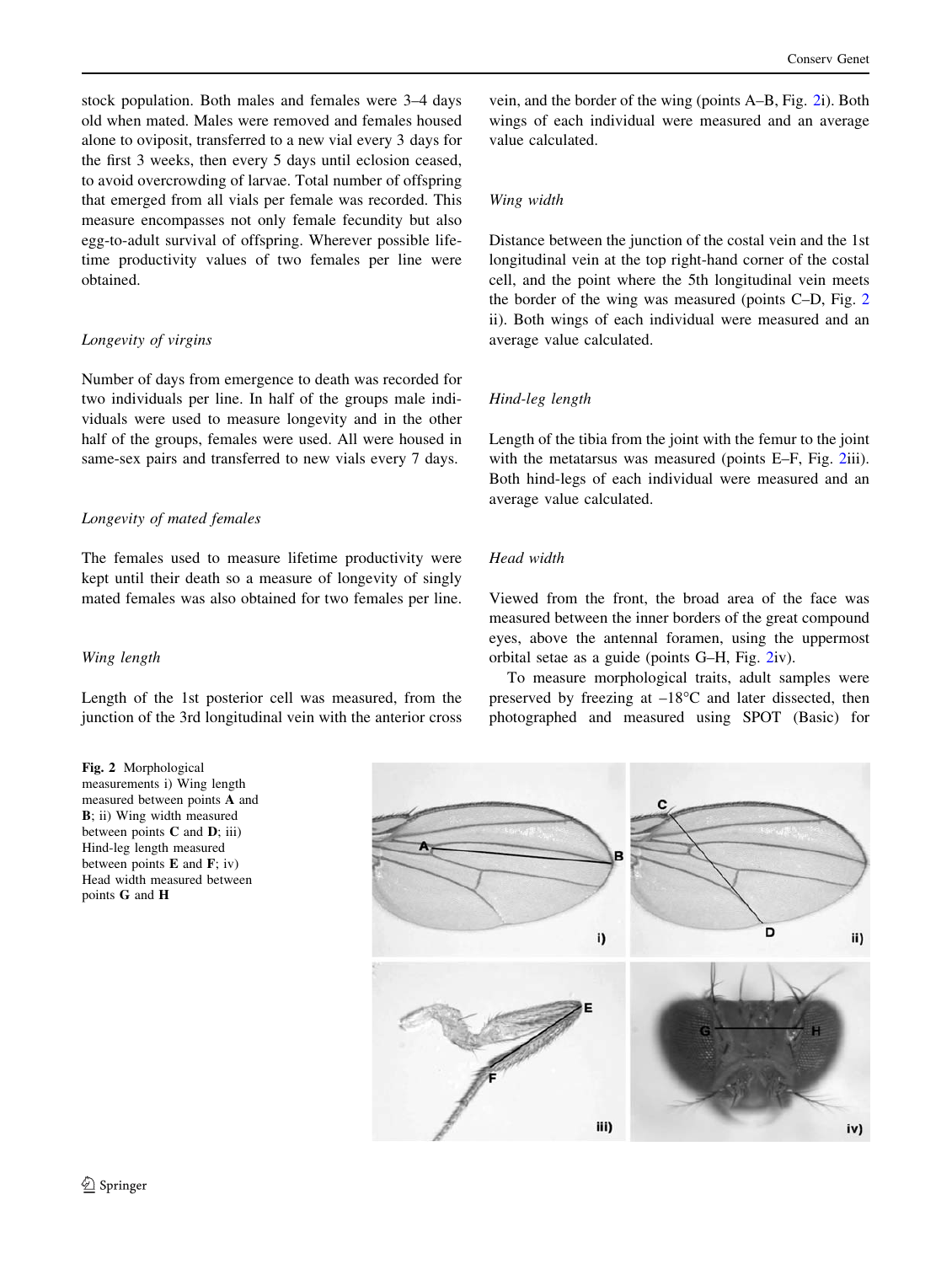stock population. Both males and females were 3–4 days old when mated. Males were removed and females housed alone to oviposit, transferred to a new vial every 3 days for the first 3 weeks, then every 5 days until eclosion ceased, to avoid overcrowding of larvae. Total number of offspring that emerged from all vials per female was recorded. This measure encompasses not only female fecundity but also egg-to-adult survival of offspring. Wherever possible lifetime productivity values of two females per line were obtained.

*Longevity of virgins*

Number of days from emergence to death was recorded for two individuals per line. In half of the groups male individuals were used to measure longevity and in the other half of the groups, females were used. All were housed in same-sex pairs and transferred to new vials every 7 days.

*Longevity of mated females*

The females used to measure lifetime productivity were kept until their death so a measure of longevity of singly mated females was also obtained for two females per line.

*Wing length*

Length of the 1st posterior cell was measured, from the junction of the 3rd longitudinal vein with the anterior cross vein, and the border of the wing (points A–B, Fig. 2i). Both wings of each individual were measured and an average value calculated.

*Wing width*

Distance between the junction of the costal vein and the 1st longitudinal vein at the top right-hand corner of the costal cell, and the point where the 5th longitudinal vein meets the border of the wing was measured (points C–D, Fig. 2 ii). Both wings of each individual were measured and an average value calculated.

*Hind-leg length*

Length of the tibia from the joint with the femur to the joint with the metatarsus was measured (points E–F, Fig. 2iii). Both hind-legs of each individual were measured and an average value calculated.

*Head width*

Viewed from the front, the broad area of the face was measured between the inner borders of the great compound eyes, above the antennal foramen, using the uppermost orbital setae as a guide (points G–H, Fig. 2iv).

To measure morphological traits, adult samples were preserved by freezing at –18°C and later dissected, then photographed and measured using SPOT (Basic) for

**Fig. 2** Morphological measurements i) Wing length measured between points **A** and **B**; ii) Wing width measured between points **C** and **D**; iii) Hind-leg length measured between points **E** and **F**; iv) Head width measured between points **G** and **H**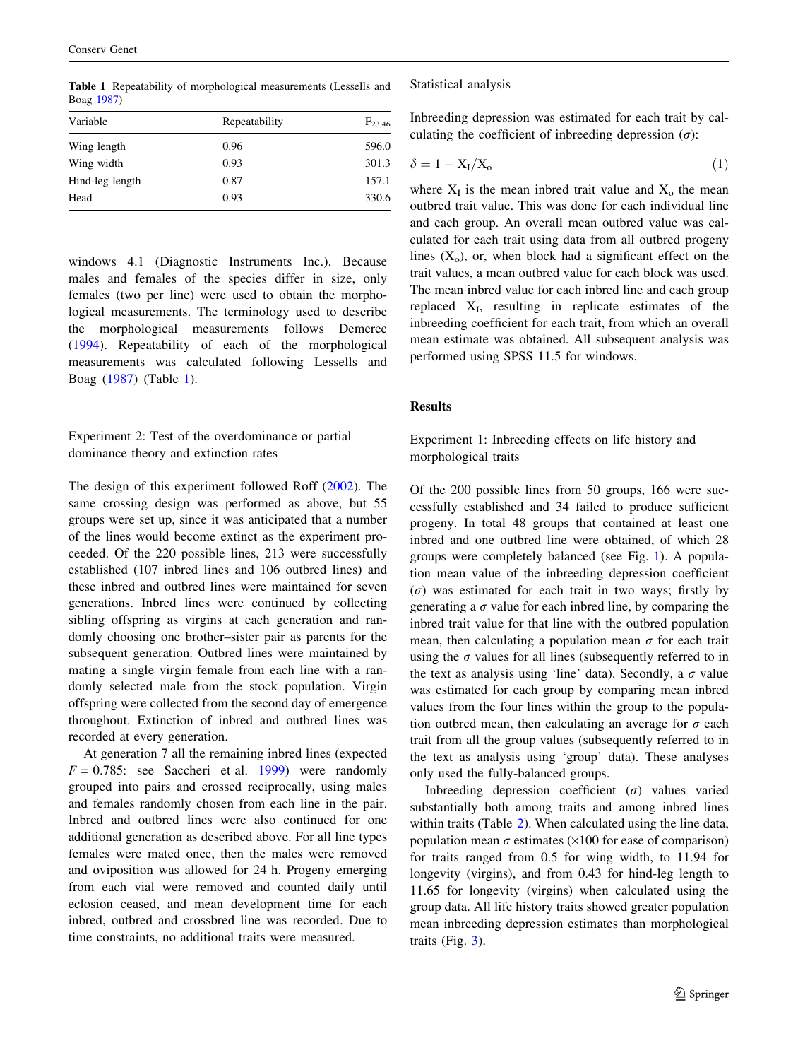**Table 1** Repeatability of morphological measurements (Lessells and Boag 1987)

| Variable | Repeatability | $F_{23,46}$ |
|---|---|---|
| Wing length | 0.96 | 596.0 |
| Wing width | 0.93 | 301.3 |
| Hind-leg length | 0.87 | 157.1 |
| Head | 0.93 | 330.6 |

windows 4.1 (Diagnostic Instruments Inc.). Because males and females of the species differ in size, only females (two per line) were used to obtain the morphological measurements. The terminology used to describe the morphological measurements follows Demerec (1994). Repeatability of each of the morphological measurements was calculated following Lessells and Boag (1987) (Table 1).

### Experiment 2: Test of the overdominance or partial dominance theory and extinction rates

The design of this experiment followed Roff (2002). The same crossing design was performed as above, but 55 groups were set up, since it was anticipated that a number of the lines would become extinct as the experiment proceeded. Of the 220 possible lines, 213 were successfully established (107 inbred lines and 106 outbred lines) and these inbred and outbred lines were maintained for seven generations. Inbred lines were continued by collecting sibling offspring as virgins at each generation and randomly choosing one brother–sister pair as parents for the subsequent generation. Outbred lines were maintained by mating a single virgin female from each line with a randomly selected male from the stock population. Virgin offspring were collected from the second day of emergence throughout. Extinction of inbred and outbred lines was recorded at every generation.

At generation 7 all the remaining inbred lines (expected $F = 0.785$: see Saccheri et al. 1999) were randomly grouped into pairs and crossed reciprocally, using males and females randomly chosen from each line in the pair. Inbred and outbred lines were also continued for one additional generation as described above. For all line types females were mated once, then the males were removed and oviposition was allowed for 24 h. Progeny emerging from each vial were removed and counted daily until eclosion ceased, and mean development time for each inbred, outbred and crossbred line was recorded. Due to time constraints, no additional traits were measured.

### Statistical analysis

Inbreeding depression was estimated for each trait by calculating the coefficient of inbreeding depression ($\sigma$):

$$\delta = 1 - X_I/X_o \tag{1}$$

where $X_I$ is the mean inbred trait value and $X_o$ the mean outbred trait value. This was done for each individual line and each group. An overall mean outbred value was calculated for each trait using data from all outbred progeny lines ($X_o$), or, when block had a significant effect on the trait values, a mean outbred value for each block was used. The mean inbred value for each inbred line and each group replaced $X_I$, resulting in replicate estimates of the inbreeding coefficient for each trait, from which an overall mean estimate was obtained. All subsequent analysis was performed using SPSS 11.5 for windows.

## Results

### Experiment 1: Inbreeding effects on life history and morphological traits

Of the 200 possible lines from 50 groups, 166 were successfully established and 34 failed to produce sufficient progeny. In total 48 groups that contained at least one inbred and one outbred line were obtained, of which 28 groups were completely balanced (see Fig. 1). A population mean value of the inbreeding depression coefficient ($\sigma$) was estimated for each trait in two ways; firstly by generating a $\sigma$ value for each inbred line, by comparing the inbred trait value for that line with the outbred population mean, then calculating a population mean $\sigma$ for each trait using the $\sigma$ values for all lines (subsequently referred to in the text as analysis using 'line' data). Secondly, a $\sigma$ value was estimated for each group by comparing mean inbred values from the four lines within the group to the population outbred mean, then calculating an average for $\sigma$ each trait from all the group values (subsequently referred to in the text as analysis using 'group' data). These analyses only used the fully-balanced groups.

Inbreeding depression coefficient ($\sigma$) values varied substantially both among traits and among inbred lines within traits (Table 2). When calculated using the line data, population mean $\sigma$ estimates (×100 for ease of comparison) for traits ranged from 0.5 for wing width, to 11.94 for longevity (virgins), and from 0.43 for hind-leg length to 11.65 for longevity (virgins) when calculated using the group data. All life history traits showed greater population mean inbreeding depression estimates than morphological traits (Fig. 3).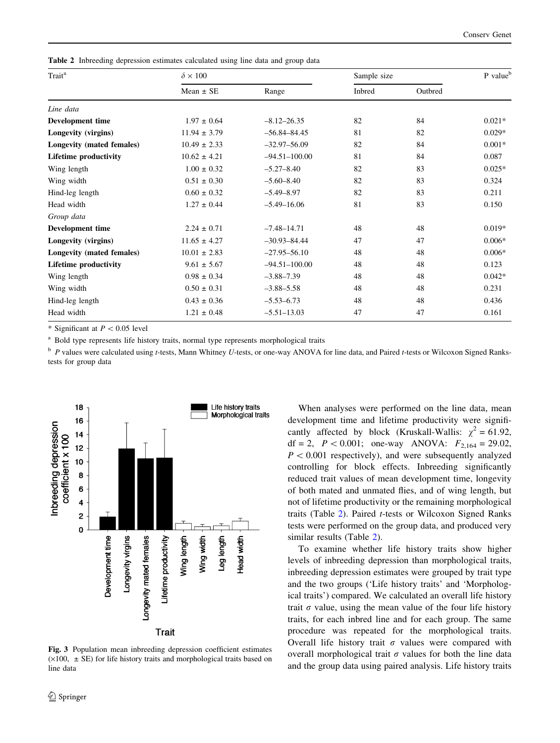**Table 2** Inbreeding depression estimates calculated using line data and group data

| Trait[a] | $\delta \times 100$ | | Sample size | | P value[b] |
|---|---|---|---|---|---|
| | Mean ± SE | Range | Inbred | Outbred | |
| *Line data* | | | | | |
| **Development time** | 1.97 ± 0.64 | –8.12–26.35 | 82 | 84 | 0.021* |
| **Longevity (virgins)** | 11.94 ± 3.79 | –56.84–84.45 | 81 | 82 | 0.029* |
| **Longevity (mated females)** | 10.49 ± 2.33 | –32.97–56.09 | 82 | 84 | 0.001* |
| **Lifetime productivity** | 10.62 ± 4.21 | –94.51–100.00 | 81 | 84 | 0.087 |
| Wing length | 1.00 ± 0.32 | –5.27–8.40 | 82 | 83 | 0.025* |
| Wing width | 0.51 ± 0.30 | –5.60–8.40 | 82 | 83 | 0.324 |
| Hind-leg length | 0.60 ± 0.32 | –5.49–8.97 | 82 | 83 | 0.211 |
| Head width | 1.27 ± 0.44 | –5.49–16.06 | 81 | 83 | 0.150 |
| *Group data* | | | | | |
| **Development time** | 2.24 ± 0.71 | –7.48–14.71 | 48 | 48 | 0.019* |
| **Longevity (virgins)** | 11.65 ± 4.27 | –30.93–84.44 | 47 | 47 | 0.006* |
| **Longevity (mated females)** | 10.01 ± 2.83 | –27.95–56.10 | 48 | 48 | 0.006* |
| **Lifetime productivity** | 9.61 ± 5.67 | –94.51–100.00 | 48 | 48 | 0.123 |
| Wing length | 0.98 ± 0.34 | –3.88–7.39 | 48 | 48 | 0.042* |
| Wing width | 0.50 ± 0.31 | –3.88–5.58 | 48 | 48 | 0.231 |
| Hind-leg length | 0.43 ± 0.36 | –5.53–6.73 | 48 | 48 | 0.436 |
| Head width | 1.21 ± 0.48 | –5.51–13.03 | 47 | 47 | 0.161 |

\* Significant at $P < 0.05$ level

[a] Bold type represents life history traits, normal type represents morphological traits

[b] P values were calculated using *t*-tests, Mann Whitney *U*-tests, or one-way ANOVA for line data, and Paired *t*-tests or Wilcoxon Signed Ranks-tests for group data

**Fig. 3** Population mean inbreeding depression coefficient estimates (×100, ± SE) for life history traits and morphological traits based on line data

When analyses were performed on the line data, mean development time and lifetime productivity were significantly affected by block (Kruskall-Wallis: $\chi^2 = 61.92$, df = 2, $P < 0.001$; one-way ANOVA: $F_{2,164} = 29.02$, $P < 0.001$ respectively), and were subsequently analyzed controlling for block effects. Inbreeding significantly reduced trait values of mean development time, longevity of both mated and unmated flies, and of wing length, but not of lifetime productivity or the remaining morphological traits (Table 2). Paired *t*-tests or Wilcoxon Signed Ranks tests were performed on the group data, and produced very similar results (Table 2).

To examine whether life history traits show higher levels of inbreeding depression than morphological traits, inbreeding depression estimates were grouped by trait type and the two groups ('Life history traits' and 'Morphological traits') compared. We calculated an overall life history trait $\sigma$ value, using the mean value of the four life history traits, for each inbred line and for each group. The same procedure was repeated for the morphological traits. Overall life history trait $\sigma$ values were compared with overall morphological trait $\sigma$ values for both the line data and the group data using paired analysis. Life history traits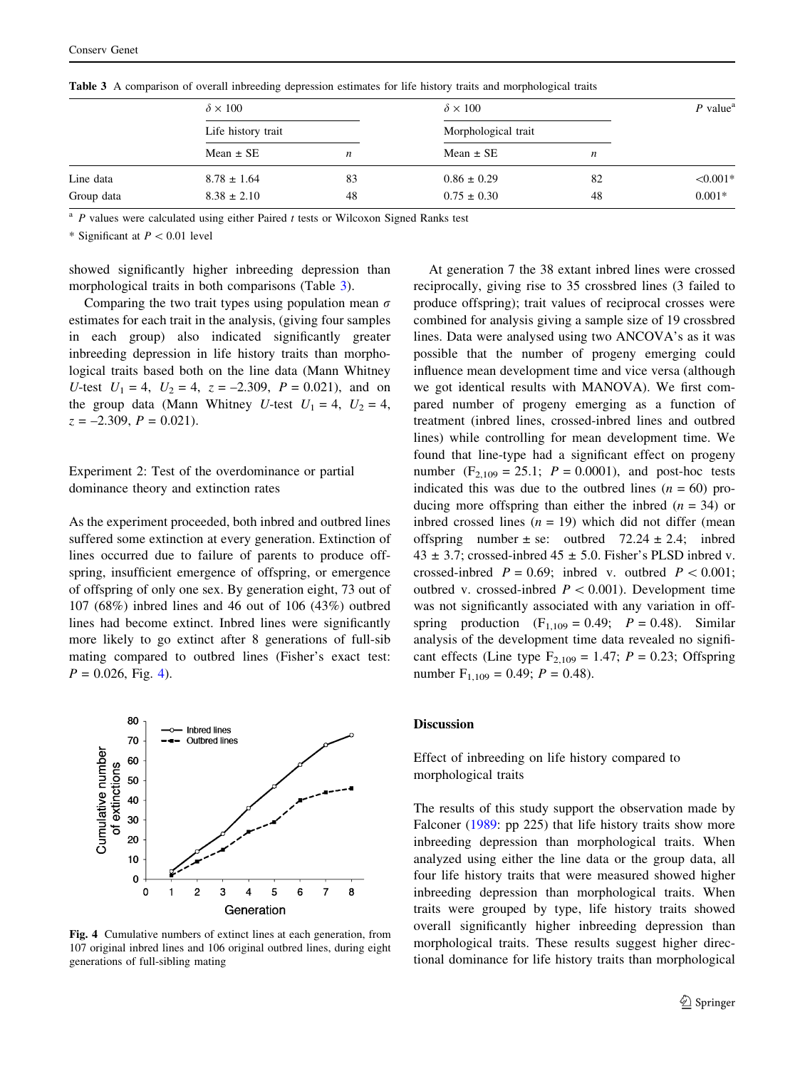**Table 3** A comparison of overall inbreeding depression estimates for life history traits and morphological traits

| | $\delta \times 100$ | | $\delta \times 100$ | | $P$ value[a] |
|---|---|---|---|---|---|
| | Life history trait | | Morphological trait | | |
| | Mean ± SE | $n$ | Mean ± SE | $n$ | |
| Line data | 8.78 ± 1.64 | 83 | 0.86 ± 0.29 | 82 | <0.001* |
| Group data | 8.38 ± 2.10 | 48 | 0.75 ± 0.30 | 48 | 0.001* |

[a] $P$ values were calculated using either Paired $t$ tests or Wilcoxon Signed Ranks test

* Significant at $P < 0.01$ level

showed significantly higher inbreeding depression than morphological traits in both comparisons (Table 3).

Comparing the two trait types using population mean $\sigma$ estimates for each trait in the analysis, (giving four samples in each group) also indicated significantly greater inbreeding depression in life history traits than morphological traits based both on the line data (Mann Whitney $U$-test $U_1 = 4$, $U_2 = 4$, $z = -2.309$, $P = 0.021$), and on the group data (Mann Whitney $U$-test $U_1 = 4$, $U_2 = 4$, $z = -2.309$, $P = 0.021$).

### Experiment 2: Test of the overdominance or partial dominance theory and extinction rates

As the experiment proceeded, both inbred and outbred lines suffered some extinction at every generation. Extinction of lines occurred due to failure of parents to produce offspring, insufficient emergence of offspring, or emergence of offspring of only one sex. By generation eight, 73 out of 107 (68%) inbred lines and 46 out of 106 (43%) outbred lines had become extinct. Inbred lines were significantly more likely to go extinct after 8 generations of full-sib mating compared to outbred lines (Fisher's exact test: $P = 0.026$, Fig. 4).

**Fig. 4** Cumulative numbers of extinct lines at each generation, from 107 original inbred lines and 106 original outbred lines, during eight generations of full-sibling mating

At generation 7 the 38 extant inbred lines were crossed reciprocally, giving rise to 35 crossbred lines (3 failed to produce offspring); trait values of reciprocal crosses were combined for analysis giving a sample size of 19 crossbred lines. Data were analysed using two ANCOVA's as it was possible that the number of progeny emerging could influence mean development time and vice versa (although we got identical results with MANOVA). We first compared number of progeny emerging as a function of treatment (inbred lines, crossed-inbred lines and outbred lines) while controlling for mean development time. We found that line-type had a significant effect on progeny number ($F_{2,109} = 25.1$; $P = 0.0001$), and post-hoc tests indicated this was due to the outbred lines ($n = 60$) producing more offspring than either the inbred ($n = 34$) or inbred crossed lines ($n = 19$) which did not differ (mean offspring number ± se: outbred 72.24 ± 2.4; inbred 43 ± 3.7; crossed-inbred 45 ± 5.0. Fisher's PLSD inbred v. crossed-inbred $P = 0.69$; inbred v. outbred $P < 0.001$; outbred v. crossed-inbred $P < 0.001$). Development time was not significantly associated with any variation in offspring production ($F_{1,109} = 0.49$; $P = 0.48$). Similar analysis of the development time data revealed no significant effects (Line type $F_{2,109} = 1.47$; $P = 0.23$; Offspring number $F_{1,109} = 0.49$; $P = 0.48$).

## Discussion

### Effect of inbreeding on life history compared to morphological traits

The results of this study support the observation made by Falconer (1989: pp 225) that life history traits show more inbreeding depression than morphological traits. When analyzed using either the line data or the group data, all four life history traits that were measured showed higher inbreeding depression than morphological traits. When traits were grouped by type, life history traits showed overall significantly higher inbreeding depression than morphological traits. These results suggest higher directional dominance for life history traits than morphological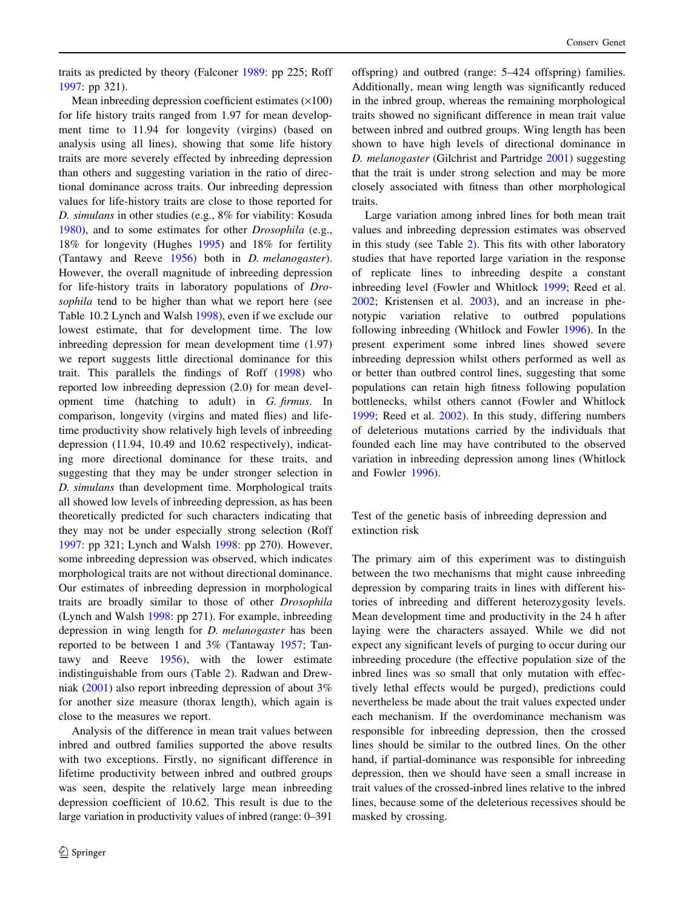traits as predicted by theory (Falconer 1989: pp 225; Roff 1997: pp 321).

Mean inbreeding depression coefficient estimates (×100) for life history traits ranged from 1.97 for mean development time to 11.94 for longevity (virgins) (based on analysis using all lines), showing that some life history traits are more severely effected by inbreeding depression than others and suggesting variation in the ratio of directional dominance across traits. Our inbreeding depression values for life-history traits are close to those reported for *D. simulans* in other studies (e.g., 8% for viability: Kosuda 1980), and to some estimates for other *Drosophila* (e.g., 18% for longevity (Hughes 1995) and 18% for fertility (Tantawy and Reeve 1956) both in *D. melanogaster*). However, the overall magnitude of inbreeding depression for life-history traits in laboratory populations of *Drosophila* tend to be higher than what we report here (see Table 10.2 Lynch and Walsh 1998), even if we exclude our lowest estimate, that for development time. The low inbreeding depression for mean development time (1.97) we report suggests little directional dominance for this trait. This parallels the findings of Roff (1998) who reported low inbreeding depression (2.0) for mean development time (hatching to adult) in *G. firmus*. In comparison, longevity (virgins and mated flies) and lifetime productivity show relatively high levels of inbreeding depression (11.94, 10.49 and 10.62 respectively), indicating more directional dominance for these traits, and suggesting that they may be under stronger selection in *D. simulans* than development time. Morphological traits all showed low levels of inbreeding depression, as has been theoretically predicted for such characters indicating that they may not be under especially strong selection (Roff 1997: pp 321; Lynch and Walsh 1998: pp 270). However, some inbreeding depression was observed, which indicates morphological traits are not without directional dominance. Our estimates of inbreeding depression in morphological traits are broadly similar to those of other *Drosophila* (Lynch and Walsh 1998: pp 271). For example, inbreeding depression in wing length for *D. melanogaster* has been reported to be between 1 and 3% (Tantaway 1957; Tantawy and Reeve 1956), with the lower estimate indistinguishable from ours (Table 2). Radwan and Drewniak (2001) also report inbreeding depression of about 3% for another size measure (thorax length), which again is close to the measures we report.

Analysis of the difference in mean trait values between inbred and outbred families supported the above results with two exceptions. Firstly, no significant difference in lifetime productivity between inbred and outbred groups was seen, despite the relatively large mean inbreeding depression coefficient of 10.62. This result is due to the large variation in productivity values of inbred (range: 0–391 offspring) and outbred (range: 5–424 offspring) families. Additionally, mean wing length was significantly reduced in the inbred group, whereas the remaining morphological traits showed no significant difference in mean trait value between inbred and outbred groups. Wing length has been shown to have high levels of directional dominance in *D. melanogaster* (Gilchrist and Partridge 2001) suggesting that the trait is under strong selection and may be more closely associated with fitness than other morphological traits.

Large variation among inbred lines for both mean trait values and inbreeding depression estimates was observed in this study (see Table 2). This fits with other laboratory studies that have reported large variation in the response of replicate lines to inbreeding despite a constant inbreeding level (Fowler and Whitlock 1999; Reed et al. 2002; Kristensen et al. 2003), and an increase in phenotypic variation relative to outbred populations following inbreeding (Whitlock and Fowler 1996). In the present experiment some inbred lines showed severe inbreeding depression whilst others performed as well as or better than outbred control lines, suggesting that some populations can retain high fitness following population bottlenecks, whilst others cannot (Fowler and Whitlock 1999; Reed et al. 2002). In this study, differing numbers of deleterious mutations carried by the individuals that founded each line may have contributed to the observed variation in inbreeding depression among lines (Whitlock and Fowler 1996).

## Test of the genetic basis of inbreeding depression and extinction risk

The primary aim of this experiment was to distinguish between the two mechanisms that might cause inbreeding depression by comparing traits in lines with different histories of inbreeding and different heterozygosity levels. Mean development time and productivity in the 24 h after laying were the characters assayed. While we did not expect any significant levels of purging to occur during our inbreeding procedure (the effective population size of the inbred lines was so small that only mutation with effectively lethal effects would be purged), predictions could nevertheless be made about the trait values expected under each mechanism. If the overdominance mechanism was responsible for inbreeding depression, then the crossed lines should be similar to the outbred lines. On the other hand, if partial-dominance was responsible for inbreeding depression, then we should have seen a small increase in trait values of the crossed-inbred lines relative to the inbred lines, because some of the deleterious recessives should be masked by crossing.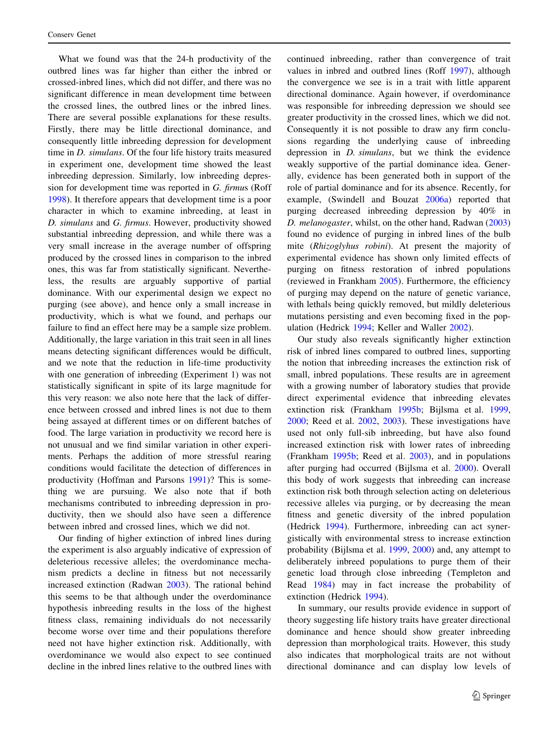What we found was that the 24-h productivity of the outbred lines was far higher than either the inbred or crossed-inbred lines, which did not differ, and there was no significant difference in mean development time between the crossed lines, the outbred lines or the inbred lines. There are several possible explanations for these results. Firstly, there may be little directional dominance, and consequently little inbreeding depression for development time in *D. simulans*. Of the four life history traits measured in experiment one, development time showed the least inbreeding depression. Similarly, low inbreeding depression for development time was reported in *G. firmus* (Roff 1998). It therefore appears that development time is a poor character in which to examine inbreeding, at least in *D. simulans* and *G. firmus*. However, productivity showed substantial inbreeding depression, and while there was a very small increase in the average number of offspring produced by the crossed lines in comparison to the inbred ones, this was far from statistically significant. Nevertheless, the results are arguably supportive of partial dominance. With our experimental design we expect no purging (see above), and hence only a small increase in productivity, which is what we found, and perhaps our failure to find an effect here may be a sample size problem. Additionally, the large variation in this trait seen in all lines means detecting significant differences would be difficult, and we note that the reduction in life-time productivity with one generation of inbreeding (Experiment 1) was not statistically significant in spite of its large magnitude for this very reason: we also note here that the lack of difference between crossed and inbred lines is not due to them being assayed at different times or on different batches of food. The large variation in productivity we record here is not unusual and we find similar variation in other experiments. Perhaps the addition of more stressful rearing conditions would facilitate the detection of differences in productivity (Hoffman and Parsons 1991)? This is something we are pursuing. We also note that if both mechanisms contributed to inbreeding depression in productivity, then we should also have seen a difference between inbred and crossed lines, which we did not.

Our finding of higher extinction of inbred lines during the experiment is also arguably indicative of expression of deleterious recessive alleles; the overdominance mechanism predicts a decline in fitness but not necessarily increased extinction (Radwan 2003). The rational behind this seems to be that although under the overdominance hypothesis inbreeding results in the loss of the highest fitness class, remaining individuals do not necessarily become worse over time and their populations therefore need not have higher extinction risk. Additionally, with overdominance we would also expect to see continued decline in the inbred lines relative to the outbred lines with continued inbreeding, rather than convergence of trait values in inbred and outbred lines (Roff 1997), although the convergence we see is in a trait with little apparent directional dominance. Again however, if overdominance was responsible for inbreeding depression we should see greater productivity in the crossed lines, which we did not. Consequently it is not possible to draw any firm conclusions regarding the underlying cause of inbreeding depression in *D. simulans*, but we think the evidence weakly supportive of the partial dominance idea. Generally, evidence has been generated both in support of the role of partial dominance and for its absence. Recently, for example, (Swindell and Bouzat 2006a) reported that purging decreased inbreeding depression by 40% in *D. melanogaster*, whilst, on the other hand, Radwan (2003) found no evidence of purging in inbred lines of the bulb mite (*Rhizoglyhus robini*). At present the majority of experimental evidence has shown only limited effects of purging on fitness restoration of inbred populations (reviewed in Frankham 2005). Furthermore, the efficiency of purging may depend on the nature of genetic variance, with lethals being quickly removed, but mildly deleterious mutations persisting and even becoming fixed in the population (Hedrick 1994; Keller and Waller 2002).

Our study also reveals significantly higher extinction risk of inbred lines compared to outbred lines, supporting the notion that inbreeding increases the extinction risk of small, inbred populations. These results are in agreement with a growing number of laboratory studies that provide direct experimental evidence that inbreeding elevates extinction risk (Frankham 1995b; Bijlsma et al. 1999, 2000; Reed et al. 2002, 2003). These investigations have used not only full-sib inbreeding, but have also found increased extinction risk with lower rates of inbreeding (Frankham 1995b; Reed et al. 2003), and in populations after purging had occurred (Bijlsma et al. 2000). Overall this body of work suggests that inbreeding can increase extinction risk both through selection acting on deleterious recessive alleles via purging, or by decreasing the mean fitness and genetic diversity of the inbred population (Hedrick 1994). Furthermore, inbreeding can act synergistically with environmental stress to increase extinction probability (Bijlsma et al. 1999, 2000) and, any attempt to deliberately inbreed populations to purge them of their genetic load through close inbreeding (Templeton and Read 1984) may in fact increase the probability of extinction (Hedrick 1994).

In summary, our results provide evidence in support of theory suggesting life history traits have greater directional dominance and hence should show greater inbreeding depression than morphological traits. However, this study also indicates that morphological traits are not without directional dominance and can display low levels of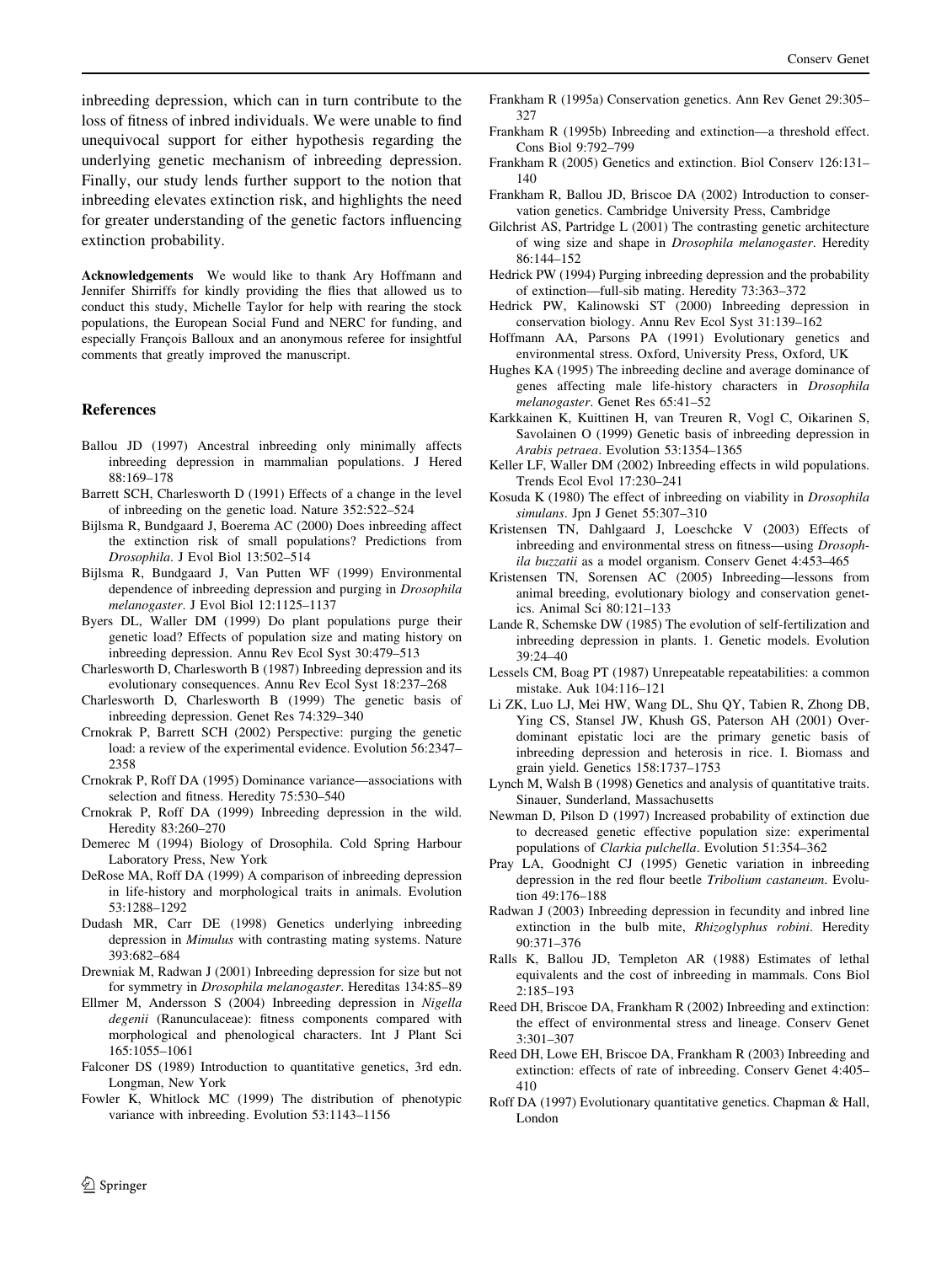inbreeding depression, which can in turn contribute to the loss of fitness of inbred individuals. We were unable to find unequivocal support for either hypothesis regarding the underlying genetic mechanism of inbreeding depression. Finally, our study lends further support to the notion that inbreeding elevates extinction risk, and highlights the need for greater understanding of the genetic factors influencing extinction probability.

**Acknowledgements** We would like to thank Ary Hoffmann and Jennifer Shirriffs for kindly providing the flies that allowed us to conduct this study, Michelle Taylor for help with rearing the stock populations, the European Social Fund and NERC for funding, and especially François Balloux and an anonymous referee for insightful comments that greatly improved the manuscript.

## References

Ballou JD (1997) Ancestral inbreeding only minimally affects inbreeding depression in mammalian populations. J Hered 88:169–178

Barrett SCH, Charlesworth D (1991) Effects of a change in the level of inbreeding on the genetic load. Nature 352:522–524

Bijlsma R, Bundgaard J, Boerema AC (2000) Does inbreeding affect the extinction risk of small populations? Predictions from *Drosophila*. J Evol Biol 13:502–514

Bijlsma R, Bundgaard J, Van Putten WF (1999) Environmental dependence of inbreeding depression and purging in *Drosophila melanogaster*. J Evol Biol 12:1125–1137

Byers DL, Waller DM (1999) Do plant populations purge their genetic load? Effects of population size and mating history on inbreeding depression. Annu Rev Ecol Syst 30:479–513

Charlesworth D, Charlesworth B (1987) Inbreeding depression and its evolutionary consequences. Annu Rev Ecol Syst 18:237–268

Charlesworth D, Charlesworth B (1999) The genetic basis of inbreeding depression. Genet Res 74:329–340

Crnokrak P, Barrett SCH (2002) Perspective: purging the genetic load: a review of the experimental evidence. Evolution 56:2347–2358

Crnokrak P, Roff DA (1995) Dominance variance—associations with selection and fitness. Heredity 75:530–540

Crnokrak P, Roff DA (1999) Inbreeding depression in the wild. Heredity 83:260–270

Demerec M (1994) Biology of Drosophila. Cold Spring Harbour Laboratory Press, New York

DeRose MA, Roff DA (1999) A comparison of inbreeding depression in life-history and morphological traits in animals. Evolution 53:1288–1292

Dudash MR, Carr DE (1998) Genetics underlying inbreeding depression in *Mimulus* with contrasting mating systems. Nature 393:682–684

Drewniak M, Radwan J (2001) Inbreeding depression for size but not for symmetry in *Drosophila melanogaster*. Hereditas 134:85–89

Ellmer M, Andersson S (2004) Inbreeding depression in *Nigella degenii* (Ranunculaceae): fitness components compared with morphological and phenological characters. Int J Plant Sci 165:1055–1061

Falconer DS (1989) Introduction to quantitative genetics, 3rd edn. Longman, New York

Fowler K, Whitlock MC (1999) The distribution of phenotypic variance with inbreeding. Evolution 53:1143–1156

Frankham R (1995a) Conservation genetics. Ann Rev Genet 29:305–327

Frankham R (1995b) Inbreeding and extinction—a threshold effect. Cons Biol 9:792–799

Frankham R (2005) Genetics and extinction. Biol Conserv 126:131–140

Frankham R, Ballou JD, Briscoe DA (2002) Introduction to conservation genetics. Cambridge University Press, Cambridge

Gilchrist AS, Partridge L (2001) The contrasting genetic architecture of wing size and shape in *Drosophila melanogaster*. Heredity 86:144–152

Hedrick PW (1994) Purging inbreeding depression and the probability of extinction—full-sib mating. Heredity 73:363–372

Hedrick PW, Kalinowski ST (2000) Inbreeding depression in conservation biology. Annu Rev Ecol Syst 31:139–162

Hoffmann AA, Parsons PA (1991) Evolutionary genetics and environmental stress. Oxford, University Press, Oxford, UK

Hughes KA (1995) The inbreeding decline and average dominance of genes affecting male life-history characters in *Drosophila melanogaster*. Genet Res 65:41–52

Karkkainen K, Kuittinen H, van Treuren R, Vogl C, Oikarinen S, Savolainen O (1999) Genetic basis of inbreeding depression in *Arabis petraea*. Evolution 53:1354–1365

Keller LF, Waller DM (2002) Inbreeding effects in wild populations. Trends Ecol Evol 17:230–241

Kosuda K (1980) The effect of inbreeding on viability in *Drosophila simulans*. Jpn J Genet 55:307–310

Kristensen TN, Dahlgaard J, Loeschcke V (2003) Effects of inbreeding and environmental stress on fitness—using *Drosophila buzzatii* as a model organism. Conserv Genet 4:453–465

Kristensen TN, Sorensen AC (2005) Inbreeding—lessons from animal breeding, evolutionary biology and conservation genetics. Animal Sci 80:121–133

Lande R, Schemske DW (1985) The evolution of self-fertilization and inbreeding depression in plants. 1. Genetic models. Evolution 39:24–40

Lessels CM, Boag PT (1987) Unrepeatable repeatabilities: a common mistake. Auk 104:116–121

Li ZK, Luo LJ, Mei HW, Wang DL, Shu QY, Tabien R, Zhong DB, Ying CS, Stansel JW, Khush GS, Paterson AH (2001) Overdominant epistatic loci are the primary genetic basis of inbreeding depression and heterosis in rice. I. Biomass and grain yield. Genetics 158:1737–1753

Lynch M, Walsh B (1998) Genetics and analysis of quantitative traits. Sinauer, Sunderland, Massachusetts

Newman D, Pilson D (1997) Increased probability of extinction due to decreased genetic effective population size: experimental populations of *Clarkia pulchella*. Evolution 51:354–362

Pray LA, Goodnight CJ (1995) Genetic variation in inbreeding depression in the red flour beetle *Tribolium castaneum*. Evolution 49:176–188

Radwan J (2003) Inbreeding depression in fecundity and inbred line extinction in the bulb mite, *Rhizoglyphus robini*. Heredity 90:371–376

Ralls K, Ballou JD, Templeton AR (1988) Estimates of lethal equivalents and the cost of inbreeding in mammals. Cons Biol 2:185–193

Reed DH, Briscoe DA, Frankham R (2002) Inbreeding and extinction: the effect of environmental stress and lineage. Conserv Genet 3:301–307

Reed DH, Lowe EH, Briscoe DA, Frankham R (2003) Inbreeding and extinction: effects of rate of inbreeding. Conserv Genet 4:405–410

Roff DA (1997) Evolutionary quantitative genetics. Chapman & Hall, London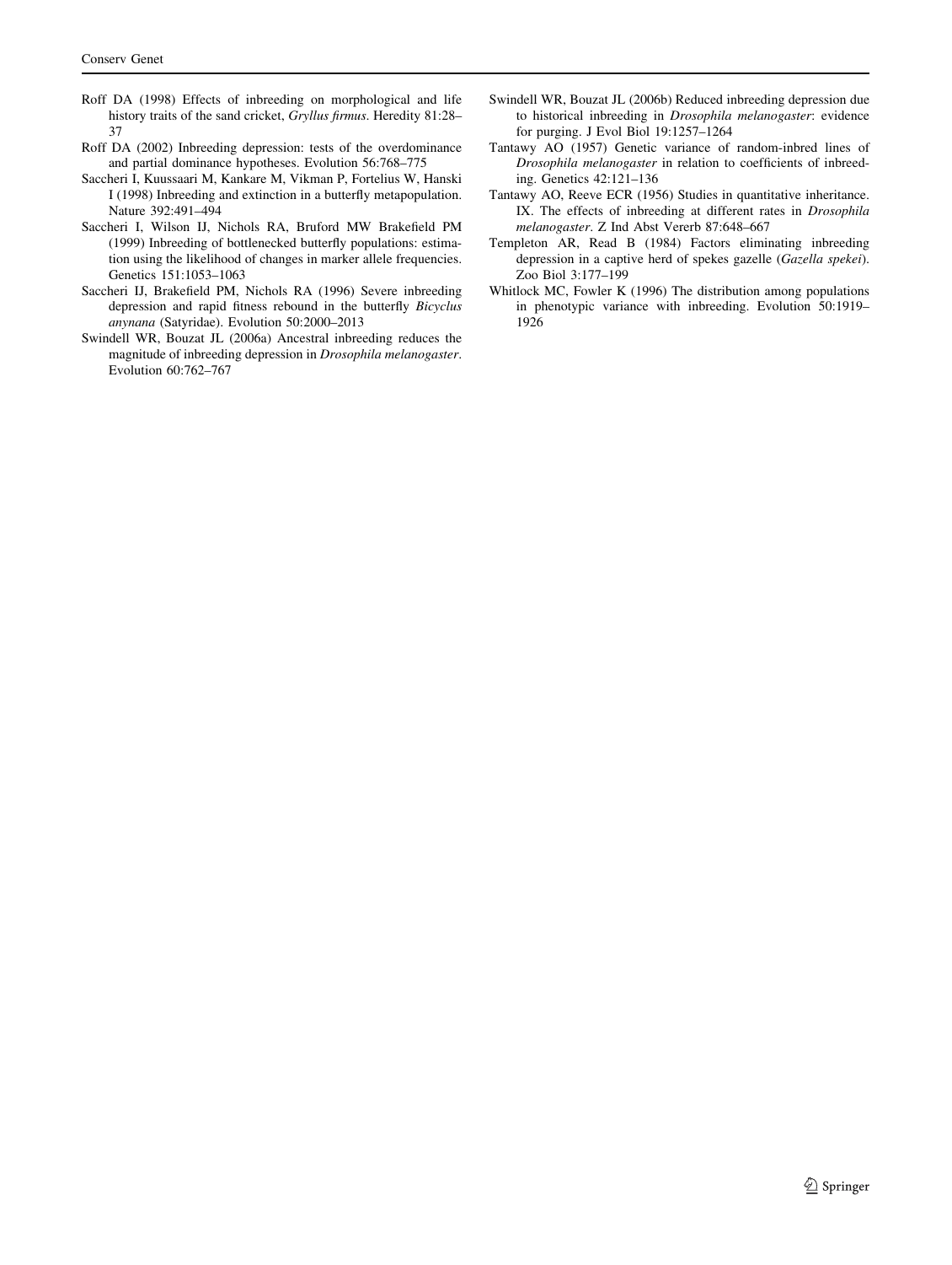Roff DA (1998) Effects of inbreeding on morphological and life history traits of the sand cricket, *Gryllus firmus*. Heredity 81:28–37

Roff DA (2002) Inbreeding depression: tests of the overdominance and partial dominance hypotheses. Evolution 56:768–775

Saccheri I, Kuussaari M, Kankare M, Vikman P, Fortelius W, Hanski I (1998) Inbreeding and extinction in a butterfly metapopulation. Nature 392:491–494

Saccheri I, Wilson IJ, Nichols RA, Bruford MW Brakefield PM (1999) Inbreeding of bottlenecked butterfly populations: estimation using the likelihood of changes in marker allele frequencies. Genetics 151:1053–1063

Saccheri IJ, Brakefield PM, Nichols RA (1996) Severe inbreeding depression and rapid fitness rebound in the butterfly *Bicyclus anynana* (Satyridae). Evolution 50:2000–2013

Swindell WR, Bouzat JL (2006a) Ancestral inbreeding reduces the magnitude of inbreeding depression in *Drosophila melanogaster*. Evolution 60:762–767

Swindell WR, Bouzat JL (2006b) Reduced inbreeding depression due to historical inbreeding in *Drosophila melanogaster*: evidence for purging. J Evol Biol 19:1257–1264

Tantawy AO (1957) Genetic variance of random-inbred lines of *Drosophila melanogaster* in relation to coefficients of inbreeding. Genetics 42:121–136

Tantawy AO, Reeve ECR (1956) Studies in quantitative inheritance. IX. The effects of inbreeding at different rates in *Drosophila melanogaster*. Z Ind Abst Vererb 87:648–667

Templeton AR, Read B (1984) Factors eliminating inbreeding depression in a captive herd of spekes gazelle (*Gazella spekei*). Zoo Biol 3:177–199

Whitlock MC, Fowler K (1996) The distribution among populations in phenotypic variance with inbreeding. Evolution 50:1919–1926